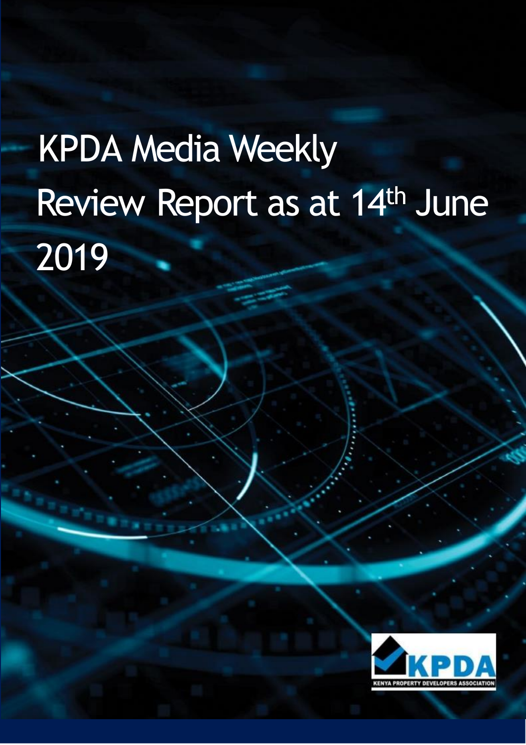# KPDA Media Weekly Review Report as at 14th June 2019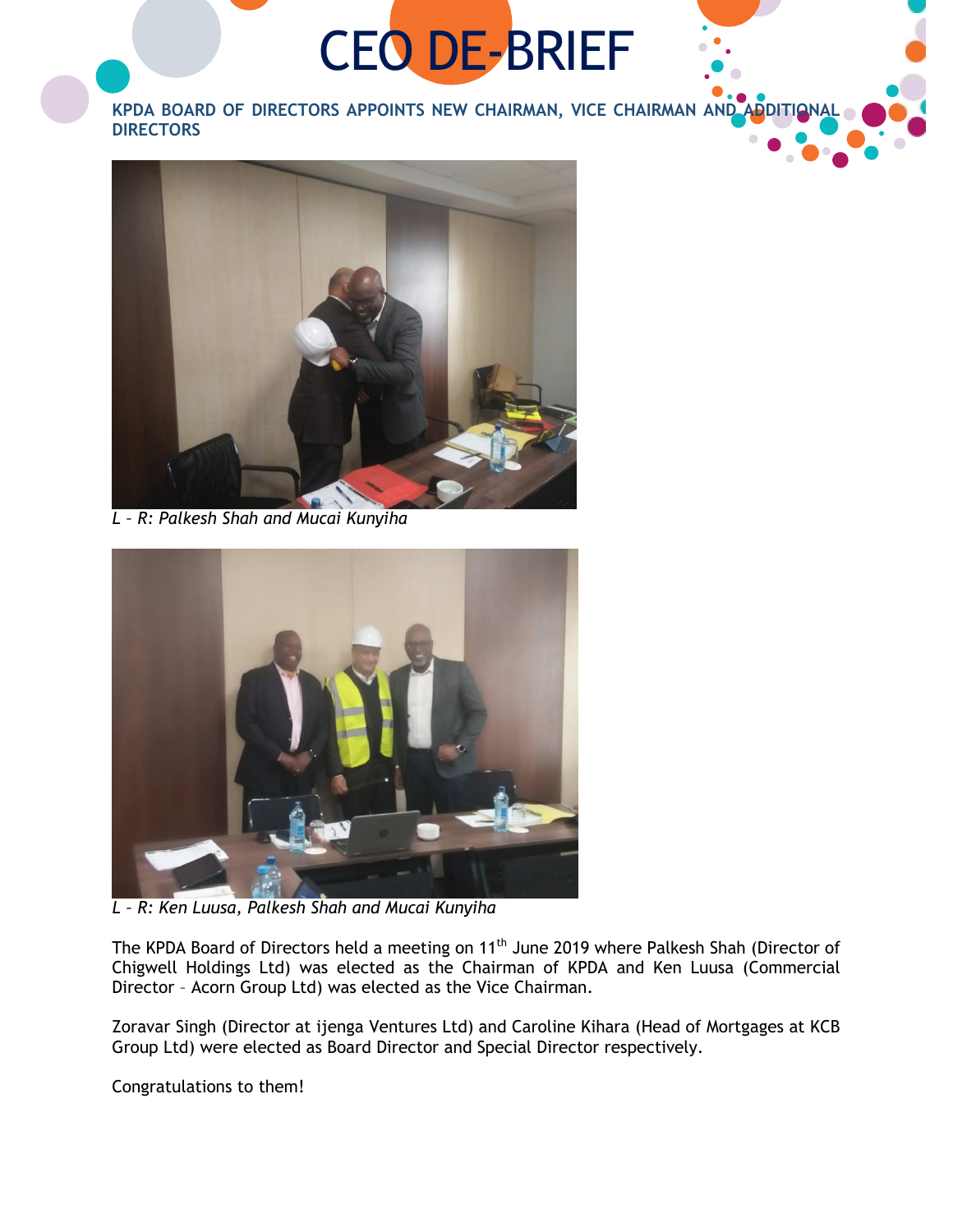# CEO DE-BRIEF

## KPDA BOARD OF DIRECTORS APPOINTS NEW CHAIRMAN, VICE CHAIRMAN AND ADDITIONAL DIRECTORS

*L – R: Palkesh Shah and Mucai Kunyiha*

*L – R: Ken Luusa, Palkesh Shah and Mucai Kunyiha*

The KPDA Board of Directors held a meeting on 11th June 2019 where Palkesh Shah (Director of Chigwell Holdings Ltd) was elected as the Chairman of KPDA and Ken Luusa (Commercial Director – Acorn Group Ltd) was elected as the Vice Chairman.

Zoravar Singh (Director at ijenga Ventures Ltd) and Caroline Kihara (Head of Mortgages at KCB Group Ltd) were elected as Board Director and Special Director respectively.

Congratulations to them!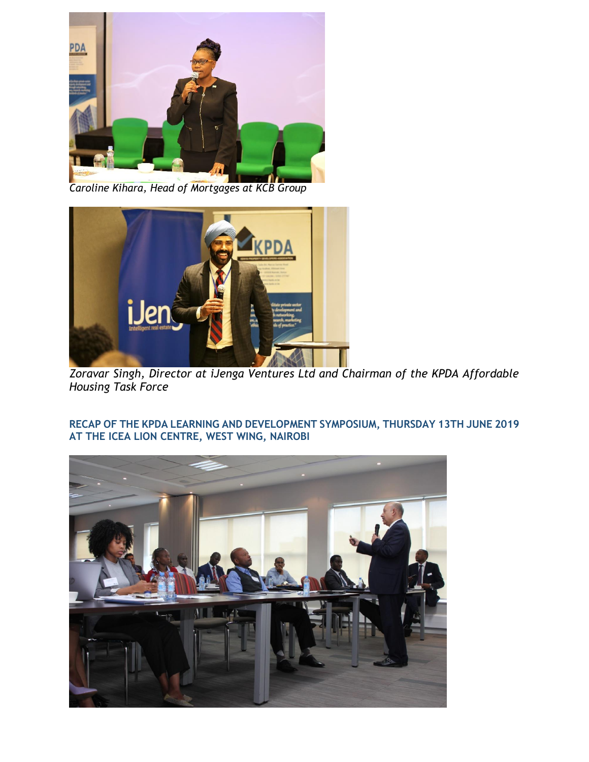*Caroline Kihara, Head of Mortgages at KCB Group*

*Zoravar Singh, Director at iJenga Ventures Ltd and Chairman of the KPDA Affordable Housing Task Force*

**RECAP OF THE KPDA LEARNING AND DEVELOPMENT SYMPOSIUM, THURSDAY 13TH JUNE 2019 AT THE ICEA LION CENTRE, WEST WING, NAIROBI**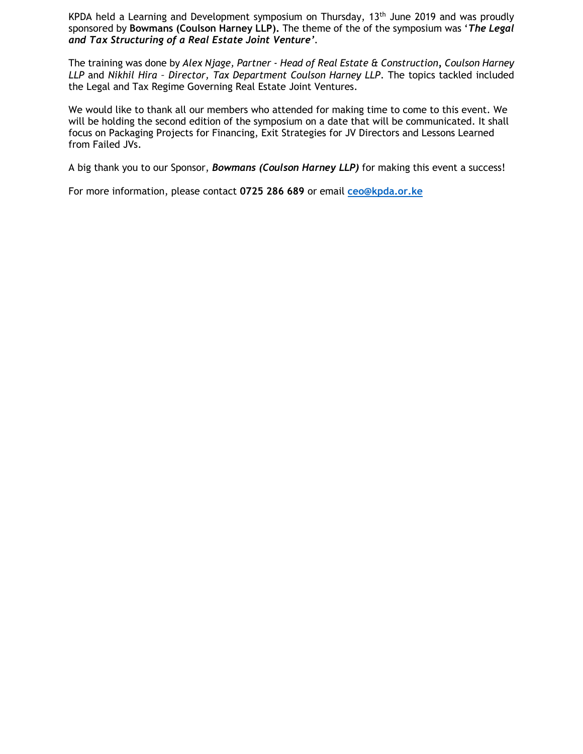KPDA held a Learning and Development symposium on Thursday, 13th June 2019 and was proudly sponsored by **Bowmans (Coulson Harney LLP).** The theme of the of the symposium was '***The Legal and Tax Structuring of a Real Estate Joint Venture***'.

The training was done by *Alex Njage, Partner - Head of Real Estate & Construction*, *Coulson Harney LLP* and *Nikhil Hira – Director, Tax Department Coulson Harney LLP*. The topics tackled included the Legal and Tax Regime Governing Real Estate Joint Ventures.

We would like to thank all our members who attended for making time to come to this event. We will be holding the second edition of the symposium on a date that will be communicated. It shall focus on Packaging Projects for Financing, Exit Strategies for JV Directors and Lessons Learned from Failed JVs.

A big thank you to our Sponsor, ***Bowmans (Coulson Harney LLP)*** for making this event a success!

For more information, please contact **0725 286 689** or email **ceo@kpda.or.ke**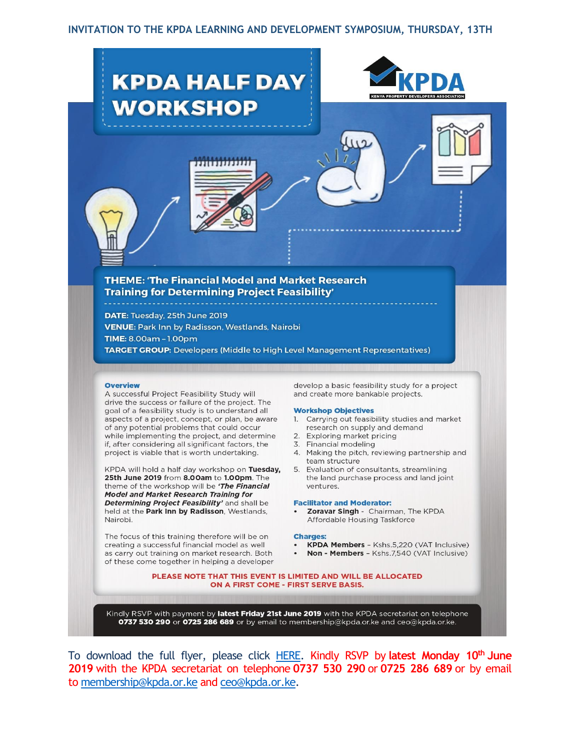## INVITATION TO THE KPDA LEARNING AND DEVELOPMENT SYMPOSIUM, THURSDAY, 13TH

# KPDA HALF DAY WORKSHOP

KPDA
KENYA PROPERTY DEVELOPERS ASSOCIATION

**THEME: 'The Financial Model and Market Research Training for Determining Project Feasibility'**

**DATE:** Tuesday, 25th June 2019
**VENUE:** Park Inn by Radisson, Westlands, Nairobi
**TIME:** 8.00am – 1.00pm
**TARGET GROUP:** Developers (Middle to High Level Management Representatives)

### Overview

A successful Project Feasibility Study will drive the success or failure of the project. The goal of a feasibility study is to understand all aspects of a project, concept, or plan, be aware of any potential problems that could occur while implementing the project, and determine if, after considering all significant factors, the project is viable that is worth undertaking.

KPDA will hold a half day workshop on **Tuesday, 25th June 2019** from **8.00am** to **1.00pm**. The theme of the workshop will be ***'The Financial Model and Market Research Training for Determining Project Feasibility'*** and shall be held at the **Park Inn by Radisson**, Westlands, Nairobi.

The focus of this training therefore will be on creating a successful financial model as well as carry out training on market research. Both of these come together in helping a developer develop a basic feasibility study for a project and create more bankable projects.

### Workshop Objectives

1. Carrying out feasibility studies and market research on supply and demand
2. Exploring market pricing
3. Financial modeling
4. Making the pitch, reviewing partnership and team structure
5. Evaluation of consultants, streamlining the land purchase process and land joint ventures.

### Facilitator and Moderator:

- **Zoravar Singh** - Chairman, The KPDA Affordable Housing Taskforce

### Charges:

- **KPDA Members** – Kshs.5,220 (VAT Inclusive)
- **Non - Members** – Kshs.7,540 (VAT Inclusive)

**PLEASE NOTE THAT THIS EVENT IS LIMITED AND WILL BE ALLOCATED ON A FIRST COME - FIRST SERVE BASIS.**

Kindly RSVP with payment by **latest Friday 21st June 2019** with the KPDA secretariat on telephone **0737 530 290** or **0725 286 689** or by email to membership@kpda.or.ke and ceo@kpda.or.ke.

To download the full flyer, please click HERE. Kindly RSVP by **latest Monday 10th June 2019** with the KPDA secretariat on telephone **0737 530 290** or **0725 286 689** or by email to membership@kpda.or.ke and ceo@kpda.or.ke.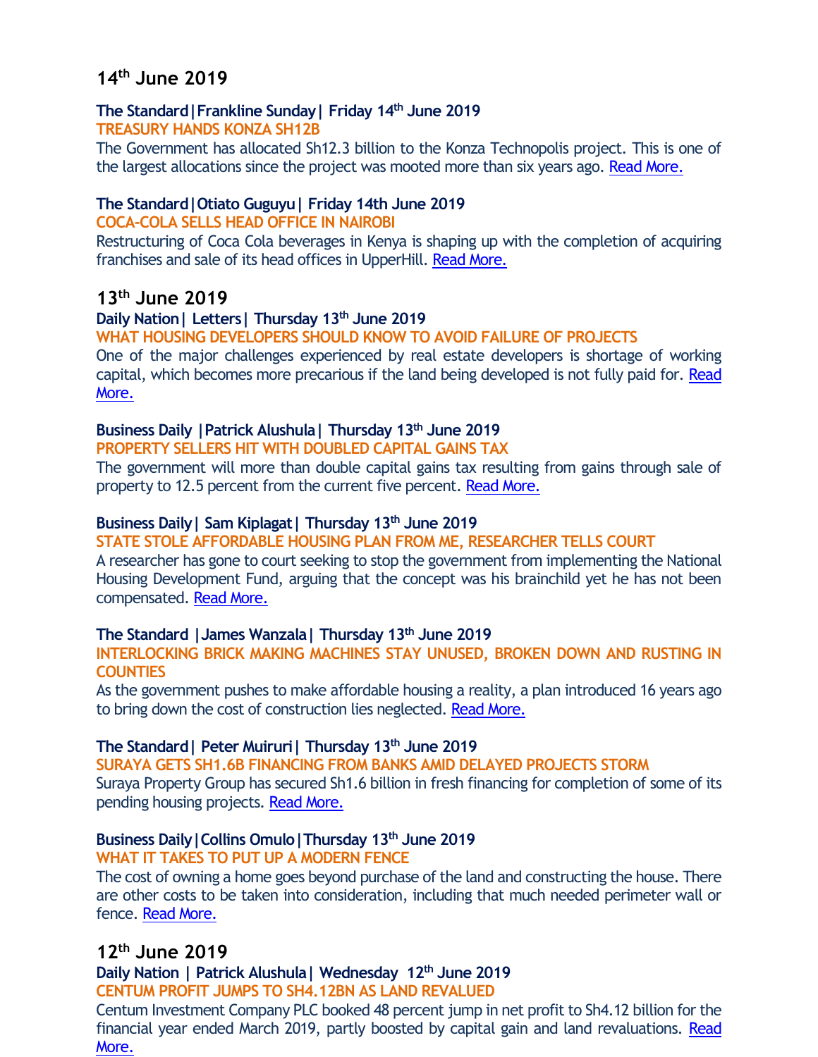## 14th June 2019

**The Standard|Frankline Sunday| Friday 14th June 2019**

**TREASURY HANDS KONZA SH12B**

The Government has allocated Sh12.3 billion to the Konza Technopolis project. This is one of the largest allocations since the project was mooted more than six years ago. Read More.

**The Standard|Otiato Guguyu| Friday 14th June 2019**

**COCA-COLA SELLS HEAD OFFICE IN NAIROBI**

Restructuring of Coca Cola beverages in Kenya is shaping up with the completion of acquiring franchises and sale of its head offices in UpperHill. Read More.

## 13th June 2019

**Daily Nation| Letters| Thursday 13th June 2019**

**WHAT HOUSING DEVELOPERS SHOULD KNOW TO AVOID FAILURE OF PROJECTS**

One of the major challenges experienced by real estate developers is shortage of working capital, which becomes more precarious if the land being developed is not fully paid for. Read More.

**Business Daily |Patrick Alushula| Thursday 13th June 2019**

**PROPERTY SELLERS HIT WITH DOUBLED CAPITAL GAINS TAX**

The government will more than double capital gains tax resulting from gains through sale of property to 12.5 percent from the current five percent. Read More.

**Business Daily| Sam Kiplagat| Thursday 13th June 2019**

**STATE STOLE AFFORDABLE HOUSING PLAN FROM ME, RESEARCHER TELLS COURT**

A researcher has gone to court seeking to stop the government from implementing the National Housing Development Fund, arguing that the concept was his brainchild yet he has not been compensated. Read More.

**The Standard |James Wanzala| Thursday 13th June 2019**

**INTERLOCKING BRICK MAKING MACHINES STAY UNUSED, BROKEN DOWN AND RUSTING IN COUNTIES**

As the government pushes to make affordable housing a reality, a plan introduced 16 years ago to bring down the cost of construction lies neglected. Read More.

**The Standard| Peter Muiruri| Thursday 13th June 2019**

**SURAYA GETS SH1.6B FINANCING FROM BANKS AMID DELAYED PROJECTS STORM**

Suraya Property Group has secured Sh1.6 billion in fresh financing for completion of some of its pending housing projects. Read More.

**Business Daily|Collins Omulo|Thursday 13th June 2019**

**WHAT IT TAKES TO PUT UP A MODERN FENCE**

The cost of owning a home goes beyond purchase of the land and constructing the house. There are other costs to be taken into consideration, including that much needed perimeter wall or fence. Read More.

## 12th June 2019

**Daily Nation | Patrick Alushula| Wednesday 12th June 2019**

**CENTUM PROFIT JUMPS TO SH4.12BN AS LAND REVALUED**

Centum Investment Company PLC booked 48 percent jump in net profit to Sh4.12 billion for the financial year ended March 2019, partly boosted by capital gain and land revaluations. Read More.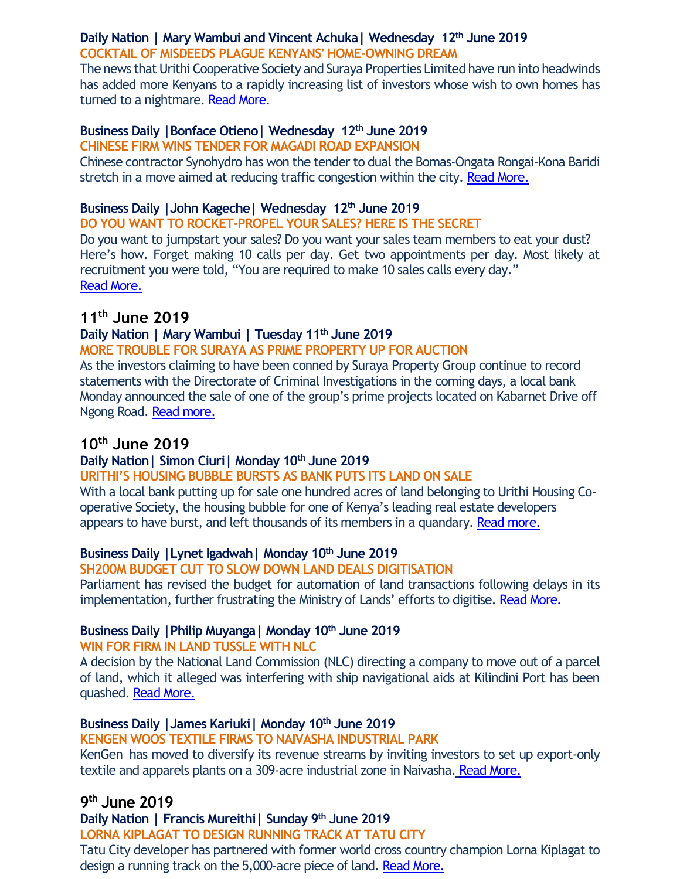**Daily Nation | Mary Wambui and Vincent Achuka| Wednesday 12th June 2019**
**COCKTAIL OF MISDEEDS PLAGUE KENYANS' HOME-OWNING DREAM**
The news that Urithi Cooperative Society and Suraya Properties Limited have run into headwinds has added more Kenyans to a rapidly increasing list of investors whose wish to own homes has turned to a nightmare. Read More.

**Business Daily |Bonface Otieno| Wednesday 12th June 2019**
**CHINESE FIRM WINS TENDER FOR MAGADI ROAD EXPANSION**
Chinese contractor Synohydro has won the tender to dual the Bomas-Ongata Rongai-Kona Baridi stretch in a move aimed at reducing traffic congestion within the city. Read More.

**Business Daily |John Kageche| Wednesday 12th June 2019**
**DO YOU WANT TO ROCKET-PROPEL YOUR SALES? HERE IS THE SECRET**
Do you want to jumpstart your sales? Do you want your sales team members to eat your dust? Here's how. Forget making 10 calls per day. Get two appointments per day. Most likely at recruitment you were told, "You are required to make 10 sales calls every day."
Read More.

## 11th June 2019

**Daily Nation | Mary Wambui | Tuesday 11th June 2019**
**MORE TROUBLE FOR SURAYA AS PRIME PROPERTY UP FOR AUCTION**
As the investors claiming to have been conned by Suraya Property Group continue to record statements with the Directorate of Criminal Investigations in the coming days, a local bank Monday announced the sale of one of the group's prime projects located on Kabarnet Drive off Ngong Road. Read more.

## 10th June 2019

**Daily Nation| Simon Ciuri| Monday 10th June 2019**
**URITHI'S HOUSING BUBBLE BURSTS AS BANK PUTS ITS LAND ON SALE**
With a local bank putting up for sale one hundred acres of land belonging to Urithi Housing Co-operative Society, the housing bubble for one of Kenya's leading real estate developers appears to have burst, and left thousands of its members in a quandary. Read more.

**Business Daily |Lynet Igadwah| Monday 10th June 2019**
**SH200M BUDGET CUT TO SLOW DOWN LAND DEALS DIGITISATION**
Parliament has revised the budget for automation of land transactions following delays in its implementation, further frustrating the Ministry of Lands' efforts to digitise. Read More.

**Business Daily |Philip Muyanga| Monday 10th June 2019**
**WIN FOR FIRM IN LAND TUSSLE WITH NLC**
A decision by the National Land Commission (NLC) directing a company to move out of a parcel of land, which it alleged was interfering with ship navigational aids at Kilindini Port has been quashed. Read More.

**Business Daily |James Kariuki| Monday 10th June 2019**
**KENGEN WOOS TEXTILE FIRMS TO NAIVASHA INDUSTRIAL PARK**
KenGen has moved to diversify its revenue streams by inviting investors to set up export-only textile and apparels plants on a 309-acre industrial zone in Naivasha. Read More.

## 9th June 2019

**Daily Nation | Francis Mureithi| Sunday 9th June 2019**
**LORNA KIPLAGAT TO DESIGN RUNNING TRACK AT TATU CITY**
Tatu City developer has partnered with former world cross country champion Lorna Kiplagat to design a running track on the 5,000-acre piece of land. Read More.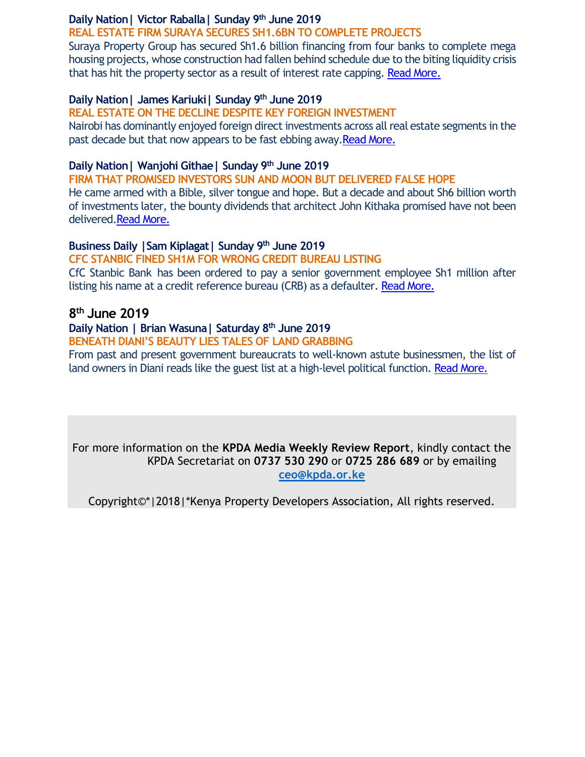**Daily Nation| Victor Raballa| Sunday 9th June 2019**

**REAL ESTATE FIRM SURAYA SECURES SH1.6BN TO COMPLETE PROJECTS**

Suraya Property Group has secured Sh1.6 billion financing from four banks to complete mega housing projects, whose construction had fallen behind schedule due to the biting liquidity crisis that has hit the property sector as a result of interest rate capping. Read More.

**Daily Nation| James Kariuki| Sunday 9th June 2019**

**REAL ESTATE ON THE DECLINE DESPITE KEY FOREIGN INVESTMENT**

Nairobi has dominantly enjoyed foreign direct investments across all real estate segments in the past decade but that now appears to be fast ebbing away.Read More.

**Daily Nation| Wanjohi Githae| Sunday 9th June 2019**

**FIRM THAT PROMISED INVESTORS SUN AND MOON BUT DELIVERED FALSE HOPE**

He came armed with a Bible, silver tongue and hope. But a decade and about Sh6 billion worth of investments later, the bounty dividends that architect John Kithaka promised have not been delivered.Read More.

**Business Daily |Sam Kiplagat| Sunday 9th June 2019**

**CFC STANBIC FINED SH1M FOR WRONG CREDIT BUREAU LISTING**

CfC Stanbic Bank has been ordered to pay a senior government employee Sh1 million after listing his name at a credit reference bureau (CRB) as a defaulter. Read More.

## 8th June 2019

**Daily Nation | Brian Wasuna| Saturday 8th June 2019**

**BENEATH DIANI'S BEAUTY LIES TALES OF LAND GRABBING**

From past and present government bureaucrats to well-known astute businessmen, the list of land owners in Diani reads like the guest list at a high-level political function. Read More.

For more information on the **KPDA Media Weekly Review Report**, kindly contact the KPDA Secretariat on **0737 530 290** or **0725 286 689** or by emailing **ceo@kpda.or.ke**

Copyright©*|2018|*Kenya Property Developers Association, All rights reserved.